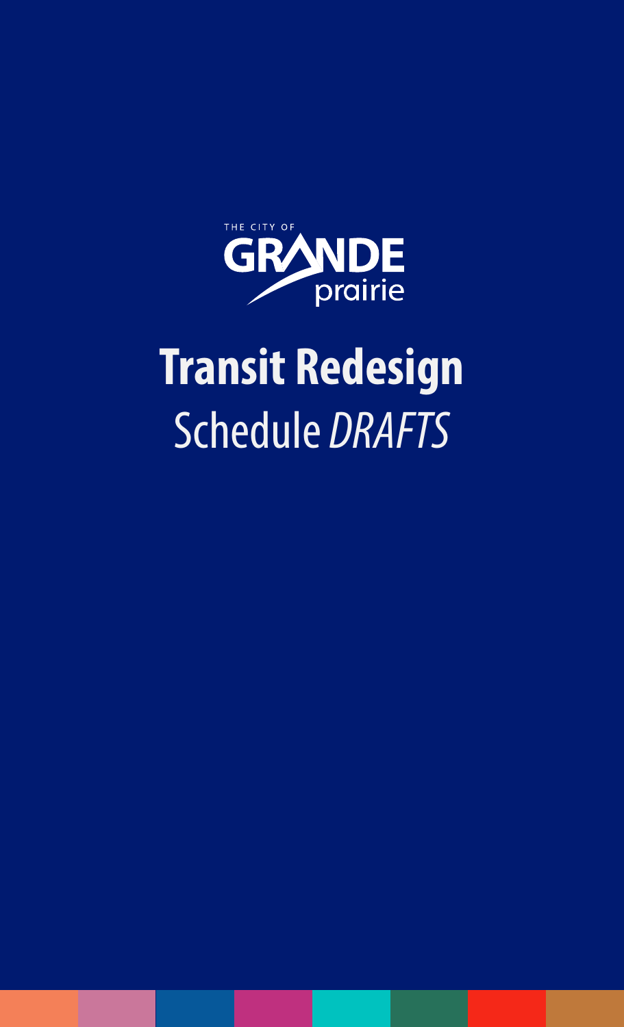THE CITY OF GRANDE prairie

# Transit Redesign

Schedule *DRAFTS*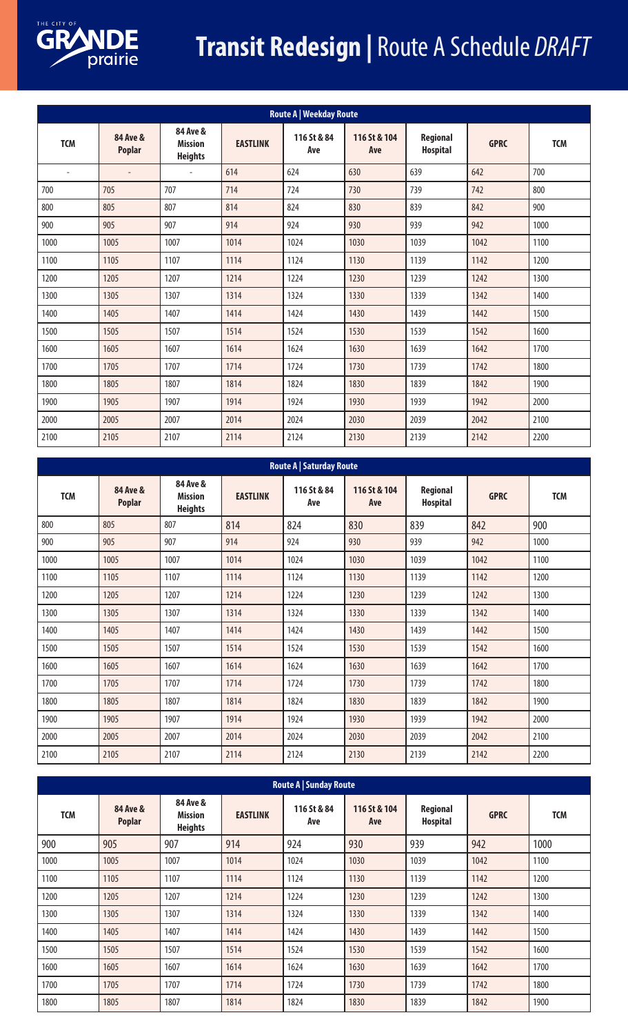# Transit Redesign | Route A Schedule *DRAFT*

| Route A \| Weekday Route | | | | | | | | |
|---|---|---|---|---|---|---|---|---|
| **TCM** | **84 Ave & Poplar** | **84 Ave & Mission Heights** | **EASTLINK** | **116 St & 84 Ave** | **116 St & 104 Ave** | **Regional Hospital** | **GPRC** | **TCM** |
| - | - | - | 614 | 624 | 630 | 639 | 642 | 700 |
| 700 | 705 | 707 | 714 | 724 | 730 | 739 | 742 | 800 |
| 800 | 805 | 807 | 814 | 824 | 830 | 839 | 842 | 900 |
| 900 | 905 | 907 | 914 | 924 | 930 | 939 | 942 | 1000 |
| 1000 | 1005 | 1007 | 1014 | 1024 | 1030 | 1039 | 1042 | 1100 |
| 1100 | 1105 | 1107 | 1114 | 1124 | 1130 | 1139 | 1142 | 1200 |
| 1200 | 1205 | 1207 | 1214 | 1224 | 1230 | 1239 | 1242 | 1300 |
| 1300 | 1305 | 1307 | 1314 | 1324 | 1330 | 1339 | 1342 | 1400 |
| 1400 | 1405 | 1407 | 1414 | 1424 | 1430 | 1439 | 1442 | 1500 |
| 1500 | 1505 | 1507 | 1514 | 1524 | 1530 | 1539 | 1542 | 1600 |
| 1600 | 1605 | 1607 | 1614 | 1624 | 1630 | 1639 | 1642 | 1700 |
| 1700 | 1705 | 1707 | 1714 | 1724 | 1730 | 1739 | 1742 | 1800 |
| 1800 | 1805 | 1807 | 1814 | 1824 | 1830 | 1839 | 1842 | 1900 |
| 1900 | 1905 | 1907 | 1914 | 1924 | 1930 | 1939 | 1942 | 2000 |
| 2000 | 2005 | 2007 | 2014 | 2024 | 2030 | 2039 | 2042 | 2100 |
| 2100 | 2105 | 2107 | 2114 | 2124 | 2130 | 2139 | 2142 | 2200 |

| Route A \| Saturday Route | | | | | | | | |
|---|---|---|---|---|---|---|---|---|
| **TCM** | **84 Ave & Poplar** | **84 Ave & Mission Heights** | **EASTLINK** | **116 St & 84 Ave** | **116 St & 104 Ave** | **Regional Hospital** | **GPRC** | **TCM** |
| 800 | 805 | 807 | 814 | 824 | 830 | 839 | 842 | 900 |
| 900 | 905 | 907 | 914 | 924 | 930 | 939 | 942 | 1000 |
| 1000 | 1005 | 1007 | 1014 | 1024 | 1030 | 1039 | 1042 | 1100 |
| 1100 | 1105 | 1107 | 1114 | 1124 | 1130 | 1139 | 1142 | 1200 |
| 1200 | 1205 | 1207 | 1214 | 1224 | 1230 | 1239 | 1242 | 1300 |
| 1300 | 1305 | 1307 | 1314 | 1324 | 1330 | 1339 | 1342 | 1400 |
| 1400 | 1405 | 1407 | 1414 | 1424 | 1430 | 1439 | 1442 | 1500 |
| 1500 | 1505 | 1507 | 1514 | 1524 | 1530 | 1539 | 1542 | 1600 |
| 1600 | 1605 | 1607 | 1614 | 1624 | 1630 | 1639 | 1642 | 1700 |
| 1700 | 1705 | 1707 | 1714 | 1724 | 1730 | 1739 | 1742 | 1800 |
| 1800 | 1805 | 1807 | 1814 | 1824 | 1830 | 1839 | 1842 | 1900 |
| 1900 | 1905 | 1907 | 1914 | 1924 | 1930 | 1939 | 1942 | 2000 |
| 2000 | 2005 | 2007 | 2014 | 2024 | 2030 | 2039 | 2042 | 2100 |
| 2100 | 2105 | 2107 | 2114 | 2124 | 2130 | 2139 | 2142 | 2200 |

| Route A \| Sunday Route | | | | | | | | |
|---|---|---|---|---|---|---|---|---|
| **TCM** | **84 Ave & Poplar** | **84 Ave & Mission Heights** | **EASTLINK** | **116 St & 84 Ave** | **116 St & 104 Ave** | **Regional Hospital** | **GPRC** | **TCM** |
| 900 | 905 | 907 | 914 | 924 | 930 | 939 | 942 | 1000 |
| 1000 | 1005 | 1007 | 1014 | 1024 | 1030 | 1039 | 1042 | 1100 |
| 1100 | 1105 | 1107 | 1114 | 1124 | 1130 | 1139 | 1142 | 1200 |
| 1200 | 1205 | 1207 | 1214 | 1224 | 1230 | 1239 | 1242 | 1300 |
| 1300 | 1305 | 1307 | 1314 | 1324 | 1330 | 1339 | 1342 | 1400 |
| 1400 | 1405 | 1407 | 1414 | 1424 | 1430 | 1439 | 1442 | 1500 |
| 1500 | 1505 | 1507 | 1514 | 1524 | 1530 | 1539 | 1542 | 1600 |
| 1600 | 1605 | 1607 | 1614 | 1624 | 1630 | 1639 | 1642 | 1700 |
| 1700 | 1705 | 1707 | 1714 | 1724 | 1730 | 1739 | 1742 | 1800 |
| 1800 | 1805 | 1807 | 1814 | 1824 | 1830 | 1839 | 1842 | 1900 |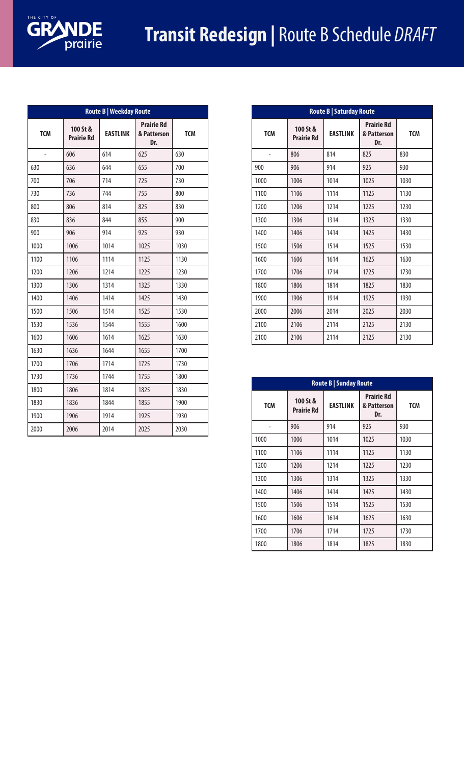# Transit Redesign | Route B Schedule *DRAFT*

| Route B \| Weekday Route | | | | |
|---|---|---|---|---|
| TCM | 100 St & Prairie Rd | EASTLINK | Prairie Rd & Patterson Dr. | TCM |
| - | 606 | 614 | 625 | 630 |
| 630 | 636 | 644 | 655 | 700 |
| 700 | 706 | 714 | 725 | 730 |
| 730 | 736 | 744 | 755 | 800 |
| 800 | 806 | 814 | 825 | 830 |
| 830 | 836 | 844 | 855 | 900 |
| 900 | 906 | 914 | 925 | 930 |
| 1000 | 1006 | 1014 | 1025 | 1030 |
| 1100 | 1106 | 1114 | 1125 | 1130 |
| 1200 | 1206 | 1214 | 1225 | 1230 |
| 1300 | 1306 | 1314 | 1325 | 1330 |
| 1400 | 1406 | 1414 | 1425 | 1430 |
| 1500 | 1506 | 1514 | 1525 | 1530 |
| 1530 | 1536 | 1544 | 1555 | 1600 |
| 1600 | 1606 | 1614 | 1625 | 1630 |
| 1630 | 1636 | 1644 | 1655 | 1700 |
| 1700 | 1706 | 1714 | 1725 | 1730 |
| 1730 | 1736 | 1744 | 1755 | 1800 |
| 1800 | 1806 | 1814 | 1825 | 1830 |
| 1830 | 1836 | 1844 | 1855 | 1900 |
| 1900 | 1906 | 1914 | 1925 | 1930 |
| 2000 | 2006 | 2014 | 2025 | 2030 |

| Route B \| Saturday Route | | | | |
|---|---|---|---|---|
| TCM | 100 St & Prairie Rd | EASTLINK | Prairie Rd & Patterson Dr. | TCM |
| - | 806 | 814 | 825 | 830 |
| 900 | 906 | 914 | 925 | 930 |
| 1000 | 1006 | 1014 | 1025 | 1030 |
| 1100 | 1106 | 1114 | 1125 | 1130 |
| 1200 | 1206 | 1214 | 1225 | 1230 |
| 1300 | 1306 | 1314 | 1325 | 1330 |
| 1400 | 1406 | 1414 | 1425 | 1430 |
| 1500 | 1506 | 1514 | 1525 | 1530 |
| 1600 | 1606 | 1614 | 1625 | 1630 |
| 1700 | 1706 | 1714 | 1725 | 1730 |
| 1800 | 1806 | 1814 | 1825 | 1830 |
| 1900 | 1906 | 1914 | 1925 | 1930 |
| 2000 | 2006 | 2014 | 2025 | 2030 |
| 2100 | 2106 | 2114 | 2125 | 2130 |
| 2100 | 2106 | 2114 | 2125 | 2130 |

| Route B \| Sunday Route | | | | |
|---|---|---|---|---|
| TCM | 100 St & Prairie Rd | EASTLINK | Prairie Rd & Patterson Dr. | TCM |
| - | 906 | 914 | 925 | 930 |
| 1000 | 1006 | 1014 | 1025 | 1030 |
| 1100 | 1106 | 1114 | 1125 | 1130 |
| 1200 | 1206 | 1214 | 1225 | 1230 |
| 1300 | 1306 | 1314 | 1325 | 1330 |
| 1400 | 1406 | 1414 | 1425 | 1430 |
| 1500 | 1506 | 1514 | 1525 | 1530 |
| 1600 | 1606 | 1614 | 1625 | 1630 |
| 1700 | 1706 | 1714 | 1725 | 1730 |
| 1800 | 1806 | 1814 | 1825 | 1830 |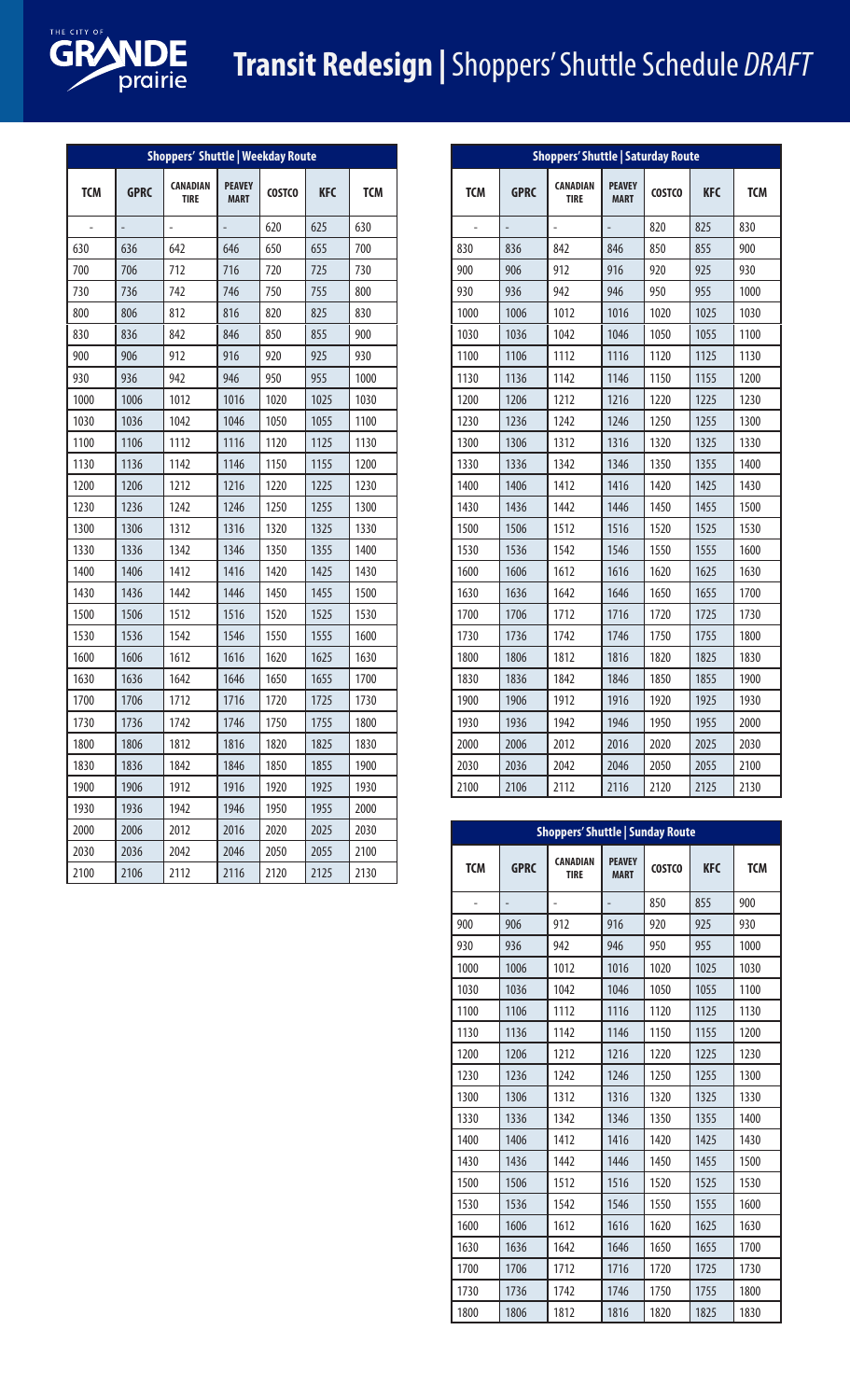# Transit Redesign | Shoppers' Shuttle Schedule *DRAFT*

| Shoppers' Shuttle \| Weekday Route | | | | | | |
|---|---|---|---|---|---|---|
| TCM | GPRC | CANADIAN TIRE | PEAVEY MART | COSTCO | KFC | TCM |
| - | - | - | - | 620 | 625 | 630 |
| 630 | 636 | 642 | 646 | 650 | 655 | 700 |
| 700 | 706 | 712 | 716 | 720 | 725 | 730 |
| 730 | 736 | 742 | 746 | 750 | 755 | 800 |
| 800 | 806 | 812 | 816 | 820 | 825 | 830 |
| 830 | 836 | 842 | 846 | 850 | 855 | 900 |
| 900 | 906 | 912 | 916 | 920 | 925 | 930 |
| 930 | 936 | 942 | 946 | 950 | 955 | 1000 |
| 1000 | 1006 | 1012 | 1016 | 1020 | 1025 | 1030 |
| 1030 | 1036 | 1042 | 1046 | 1050 | 1055 | 1100 |
| 1100 | 1106 | 1112 | 1116 | 1120 | 1125 | 1130 |
| 1130 | 1136 | 1142 | 1146 | 1150 | 1155 | 1200 |
| 1200 | 1206 | 1212 | 1216 | 1220 | 1225 | 1230 |
| 1230 | 1236 | 1242 | 1246 | 1250 | 1255 | 1300 |
| 1300 | 1306 | 1312 | 1316 | 1320 | 1325 | 1330 |
| 1330 | 1336 | 1342 | 1346 | 1350 | 1355 | 1400 |
| 1400 | 1406 | 1412 | 1416 | 1420 | 1425 | 1430 |
| 1430 | 1436 | 1442 | 1446 | 1450 | 1455 | 1500 |
| 1500 | 1506 | 1512 | 1516 | 1520 | 1525 | 1530 |
| 1530 | 1536 | 1542 | 1546 | 1550 | 1555 | 1600 |
| 1600 | 1606 | 1612 | 1616 | 1620 | 1625 | 1630 |
| 1630 | 1636 | 1642 | 1646 | 1650 | 1655 | 1700 |
| 1700 | 1706 | 1712 | 1716 | 1720 | 1725 | 1730 |
| 1730 | 1736 | 1742 | 1746 | 1750 | 1755 | 1800 |
| 1800 | 1806 | 1812 | 1816 | 1820 | 1825 | 1830 |
| 1830 | 1836 | 1842 | 1846 | 1850 | 1855 | 1900 |
| 1900 | 1906 | 1912 | 1916 | 1920 | 1925 | 1930 |
| 1930 | 1936 | 1942 | 1946 | 1950 | 1955 | 2000 |
| 2000 | 2006 | 2012 | 2016 | 2020 | 2025 | 2030 |
| 2030 | 2036 | 2042 | 2046 | 2050 | 2055 | 2100 |
| 2100 | 2106 | 2112 | 2116 | 2120 | 2125 | 2130 |

| Shoppers' Shuttle \| Saturday Route | | | | | | |
|---|---|---|---|---|---|---|
| TCM | GPRC | CANADIAN TIRE | PEAVEY MART | COSTCO | KFC | TCM |
| - | - | - | - | 820 | 825 | 830 |
| 830 | 836 | 842 | 846 | 850 | 855 | 900 |
| 900 | 906 | 912 | 916 | 920 | 925 | 930 |
| 930 | 936 | 942 | 946 | 950 | 955 | 1000 |
| 1000 | 1006 | 1012 | 1016 | 1020 | 1025 | 1030 |
| 1030 | 1036 | 1042 | 1046 | 1050 | 1055 | 1100 |
| 1100 | 1106 | 1112 | 1116 | 1120 | 1125 | 1130 |
| 1130 | 1136 | 1142 | 1146 | 1150 | 1155 | 1200 |
| 1200 | 1206 | 1212 | 1216 | 1220 | 1225 | 1230 |
| 1230 | 1236 | 1242 | 1246 | 1250 | 1255 | 1300 |
| 1300 | 1306 | 1312 | 1316 | 1320 | 1325 | 1330 |
| 1330 | 1336 | 1342 | 1346 | 1350 | 1355 | 1400 |
| 1400 | 1406 | 1412 | 1416 | 1420 | 1425 | 1430 |
| 1430 | 1436 | 1442 | 1446 | 1450 | 1455 | 1500 |
| 1500 | 1506 | 1512 | 1516 | 1520 | 1525 | 1530 |
| 1530 | 1536 | 1542 | 1546 | 1550 | 1555 | 1600 |
| 1600 | 1606 | 1612 | 1616 | 1620 | 1625 | 1630 |
| 1630 | 1636 | 1642 | 1646 | 1650 | 1655 | 1700 |
| 1700 | 1706 | 1712 | 1716 | 1720 | 1725 | 1730 |
| 1730 | 1736 | 1742 | 1746 | 1750 | 1755 | 1800 |
| 1800 | 1806 | 1812 | 1816 | 1820 | 1825 | 1830 |
| 1830 | 1836 | 1842 | 1846 | 1850 | 1855 | 1900 |
| 1900 | 1906 | 1912 | 1916 | 1920 | 1925 | 1930 |
| 1930 | 1936 | 1942 | 1946 | 1950 | 1955 | 2000 |
| 2000 | 2006 | 2012 | 2016 | 2020 | 2025 | 2030 |
| 2030 | 2036 | 2042 | 2046 | 2050 | 2055 | 2100 |
| 2100 | 2106 | 2112 | 2116 | 2120 | 2125 | 2130 |

| Shoppers' Shuttle \| Sunday Route | | | | | | |
|---|---|---|---|---|---|---|
| TCM | GPRC | CANADIAN TIRE | PEAVEY MART | COSTCO | KFC | TCM |
| - | - | - | - | 850 | 855 | 900 |
| 900 | 906 | 912 | 916 | 920 | 925 | 930 |
| 930 | 936 | 942 | 946 | 950 | 955 | 1000 |
| 1000 | 1006 | 1012 | 1016 | 1020 | 1025 | 1030 |
| 1030 | 1036 | 1042 | 1046 | 1050 | 1055 | 1100 |
| 1100 | 1106 | 1112 | 1116 | 1120 | 1125 | 1130 |
| 1130 | 1136 | 1142 | 1146 | 1150 | 1155 | 1200 |
| 1200 | 1206 | 1212 | 1216 | 1220 | 1225 | 1230 |
| 1230 | 1236 | 1242 | 1246 | 1250 | 1255 | 1300 |
| 1300 | 1306 | 1312 | 1316 | 1320 | 1325 | 1330 |
| 1330 | 1336 | 1342 | 1346 | 1350 | 1355 | 1400 |
| 1400 | 1406 | 1412 | 1416 | 1420 | 1425 | 1430 |
| 1430 | 1436 | 1442 | 1446 | 1450 | 1455 | 1500 |
| 1500 | 1506 | 1512 | 1516 | 1520 | 1525 | 1530 |
| 1530 | 1536 | 1542 | 1546 | 1550 | 1555 | 1600 |
| 1600 | 1606 | 1612 | 1616 | 1620 | 1625 | 1630 |
| 1630 | 1636 | 1642 | 1646 | 1650 | 1655 | 1700 |
| 1700 | 1706 | 1712 | 1716 | 1720 | 1725 | 1730 |
| 1730 | 1736 | 1742 | 1746 | 1750 | 1755 | 1800 |
| 1800 | 1806 | 1812 | 1816 | 1820 | 1825 | 1830 |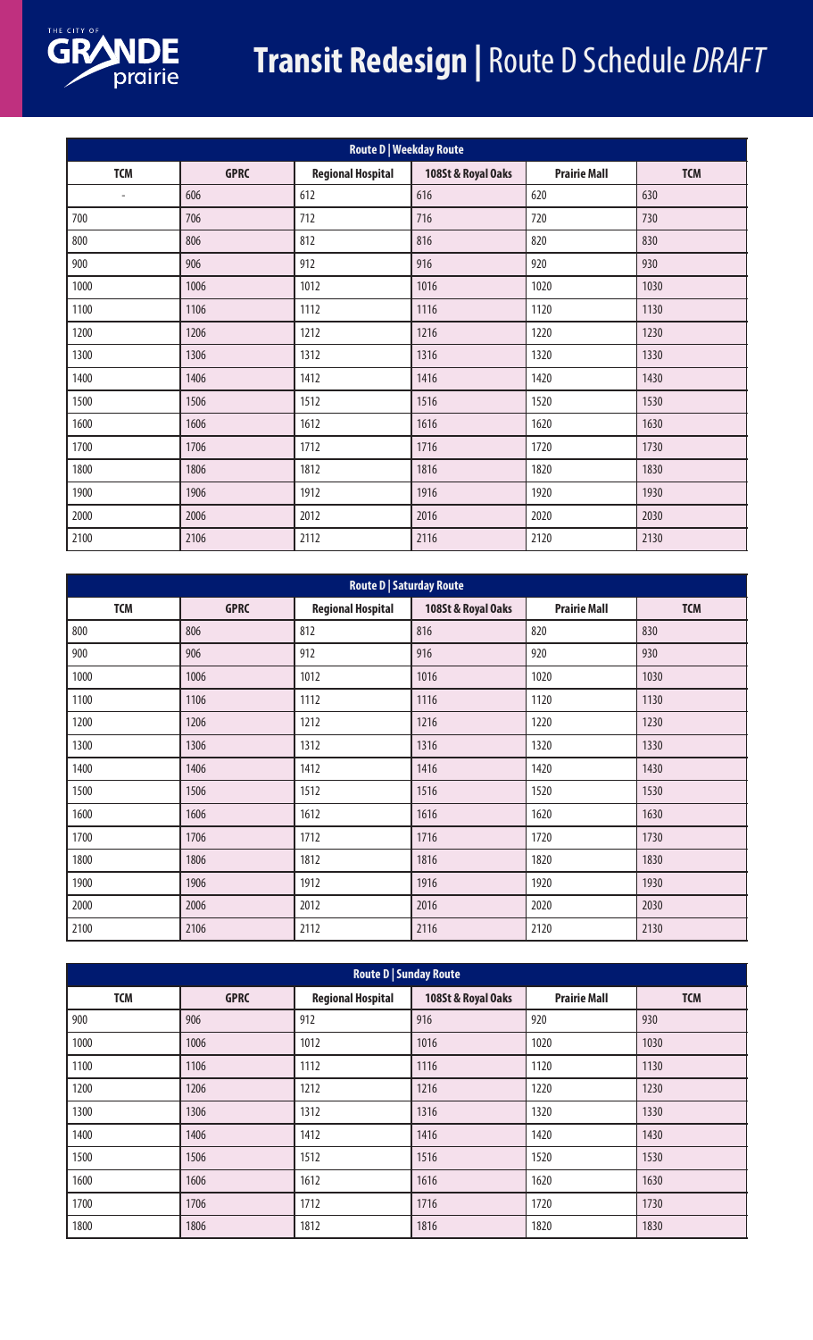# Transit Redesign | Route D Schedule *DRAFT*

| Route D \| Weekday Route | | | | | |
|---|---|---|---|---|---|
| **TCM** | **GPRC** | **Regional Hospital** | **108St & Royal Oaks** | **Prairie Mall** | **TCM** |
| - | 606 | 612 | 616 | 620 | 630 |
| 700 | 706 | 712 | 716 | 720 | 730 |
| 800 | 806 | 812 | 816 | 820 | 830 |
| 900 | 906 | 912 | 916 | 920 | 930 |
| 1000 | 1006 | 1012 | 1016 | 1020 | 1030 |
| 1100 | 1106 | 1112 | 1116 | 1120 | 1130 |
| 1200 | 1206 | 1212 | 1216 | 1220 | 1230 |
| 1300 | 1306 | 1312 | 1316 | 1320 | 1330 |
| 1400 | 1406 | 1412 | 1416 | 1420 | 1430 |
| 1500 | 1506 | 1512 | 1516 | 1520 | 1530 |
| 1600 | 1606 | 1612 | 1616 | 1620 | 1630 |
| 1700 | 1706 | 1712 | 1716 | 1720 | 1730 |
| 1800 | 1806 | 1812 | 1816 | 1820 | 1830 |
| 1900 | 1906 | 1912 | 1916 | 1920 | 1930 |
| 2000 | 2006 | 2012 | 2016 | 2020 | 2030 |
| 2100 | 2106 | 2112 | 2116 | 2120 | 2130 |

| Route D \| Saturday Route | | | | | |
|---|---|---|---|---|---|
| **TCM** | **GPRC** | **Regional Hospital** | **108St & Royal Oaks** | **Prairie Mall** | **TCM** |
| 800 | 806 | 812 | 816 | 820 | 830 |
| 900 | 906 | 912 | 916 | 920 | 930 |
| 1000 | 1006 | 1012 | 1016 | 1020 | 1030 |
| 1100 | 1106 | 1112 | 1116 | 1120 | 1130 |
| 1200 | 1206 | 1212 | 1216 | 1220 | 1230 |
| 1300 | 1306 | 1312 | 1316 | 1320 | 1330 |
| 1400 | 1406 | 1412 | 1416 | 1420 | 1430 |
| 1500 | 1506 | 1512 | 1516 | 1520 | 1530 |
| 1600 | 1606 | 1612 | 1616 | 1620 | 1630 |
| 1700 | 1706 | 1712 | 1716 | 1720 | 1730 |
| 1800 | 1806 | 1812 | 1816 | 1820 | 1830 |
| 1900 | 1906 | 1912 | 1916 | 1920 | 1930 |
| 2000 | 2006 | 2012 | 2016 | 2020 | 2030 |
| 2100 | 2106 | 2112 | 2116 | 2120 | 2130 |

| Route D \| Sunday Route | | | | | |
|---|---|---|---|---|---|
| **TCM** | **GPRC** | **Regional Hospital** | **108St & Royal Oaks** | **Prairie Mall** | **TCM** |
| 900 | 906 | 912 | 916 | 920 | 930 |
| 1000 | 1006 | 1012 | 1016 | 1020 | 1030 |
| 1100 | 1106 | 1112 | 1116 | 1120 | 1130 |
| 1200 | 1206 | 1212 | 1216 | 1220 | 1230 |
| 1300 | 1306 | 1312 | 1316 | 1320 | 1330 |
| 1400 | 1406 | 1412 | 1416 | 1420 | 1430 |
| 1500 | 1506 | 1512 | 1516 | 1520 | 1530 |
| 1600 | 1606 | 1612 | 1616 | 1620 | 1630 |
| 1700 | 1706 | 1712 | 1716 | 1720 | 1730 |
| 1800 | 1806 | 1812 | 1816 | 1820 | 1830 |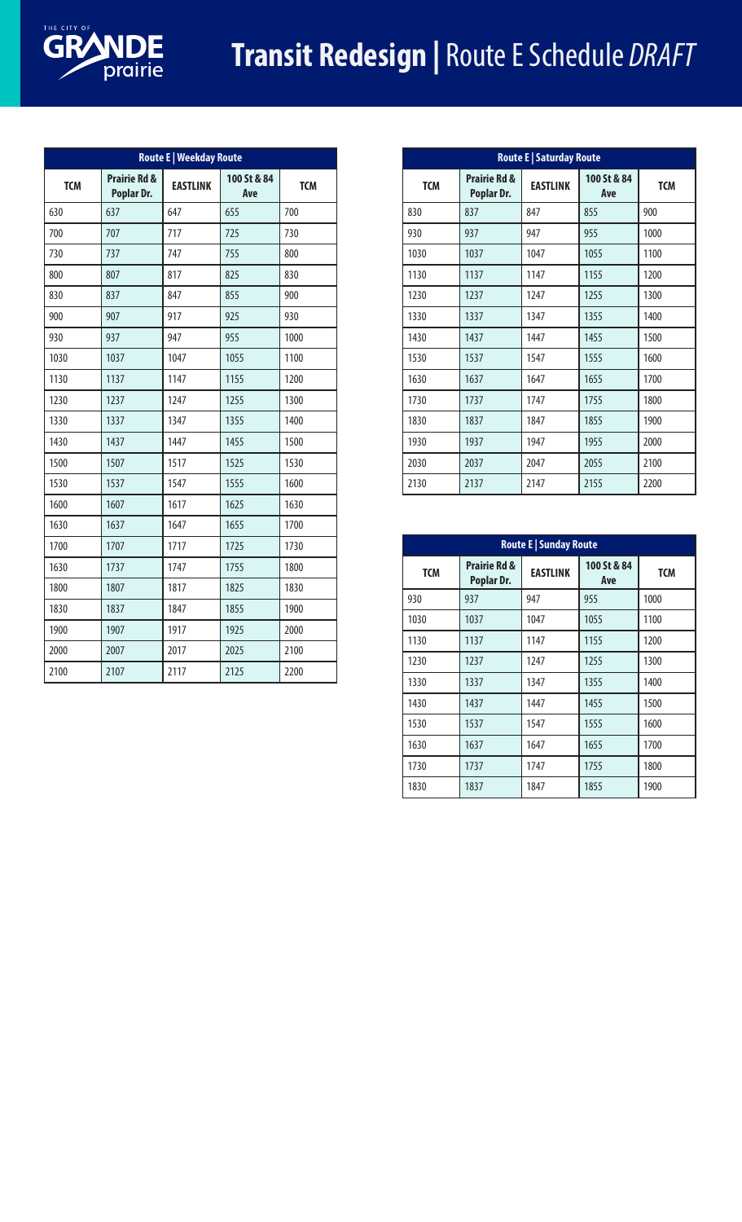# Transit Redesign | Route E Schedule *DRAFT*

| Route E \| Weekday Route | | | | |
|---|---|---|---|---|
| **TCM** | **Prairie Rd & Poplar Dr.** | **EASTLINK** | **100 St & 84 Ave** | **TCM** |
| 630 | 637 | 647 | 655 | 700 |
| 700 | 707 | 717 | 725 | 730 |
| 730 | 737 | 747 | 755 | 800 |
| 800 | 807 | 817 | 825 | 830 |
| 830 | 837 | 847 | 855 | 900 |
| 900 | 907 | 917 | 925 | 930 |
| 930 | 937 | 947 | 955 | 1000 |
| 1030 | 1037 | 1047 | 1055 | 1100 |
| 1130 | 1137 | 1147 | 1155 | 1200 |
| 1230 | 1237 | 1247 | 1255 | 1300 |
| 1330 | 1337 | 1347 | 1355 | 1400 |
| 1430 | 1437 | 1447 | 1455 | 1500 |
| 1500 | 1507 | 1517 | 1525 | 1530 |
| 1530 | 1537 | 1547 | 1555 | 1600 |
| 1600 | 1607 | 1617 | 1625 | 1630 |
| 1630 | 1637 | 1647 | 1655 | 1700 |
| 1700 | 1707 | 1717 | 1725 | 1730 |
| 1630 | 1737 | 1747 | 1755 | 1800 |
| 1800 | 1807 | 1817 | 1825 | 1830 |
| 1830 | 1837 | 1847 | 1855 | 1900 |
| 1900 | 1907 | 1917 | 1925 | 2000 |
| 2000 | 2007 | 2017 | 2025 | 2100 |
| 2100 | 2107 | 2117 | 2125 | 2200 |

| Route E \| Saturday Route | | | | |
|---|---|---|---|---|
| **TCM** | **Prairie Rd & Poplar Dr.** | **EASTLINK** | **100 St & 84 Ave** | **TCM** |
| 830 | 837 | 847 | 855 | 900 |
| 930 | 937 | 947 | 955 | 1000 |
| 1030 | 1037 | 1047 | 1055 | 1100 |
| 1130 | 1137 | 1147 | 1155 | 1200 |
| 1230 | 1237 | 1247 | 1255 | 1300 |
| 1330 | 1337 | 1347 | 1355 | 1400 |
| 1430 | 1437 | 1447 | 1455 | 1500 |
| 1530 | 1537 | 1547 | 1555 | 1600 |
| 1630 | 1637 | 1647 | 1655 | 1700 |
| 1730 | 1737 | 1747 | 1755 | 1800 |
| 1830 | 1837 | 1847 | 1855 | 1900 |
| 1930 | 1937 | 1947 | 1955 | 2000 |
| 2030 | 2037 | 2047 | 2055 | 2100 |
| 2130 | 2137 | 2147 | 2155 | 2200 |

| Route E \| Sunday Route | | | | |
|---|---|---|---|---|
| **TCM** | **Prairie Rd & Poplar Dr.** | **EASTLINK** | **100 St & 84 Ave** | **TCM** |
| 930 | 937 | 947 | 955 | 1000 |
| 1030 | 1037 | 1047 | 1055 | 1100 |
| 1130 | 1137 | 1147 | 1155 | 1200 |
| 1230 | 1237 | 1247 | 1255 | 1300 |
| 1330 | 1337 | 1347 | 1355 | 1400 |
| 1430 | 1437 | 1447 | 1455 | 1500 |
| 1530 | 1537 | 1547 | 1555 | 1600 |
| 1630 | 1637 | 1647 | 1655 | 1700 |
| 1730 | 1737 | 1747 | 1755 | 1800 |
| 1830 | 1837 | 1847 | 1855 | 1900 |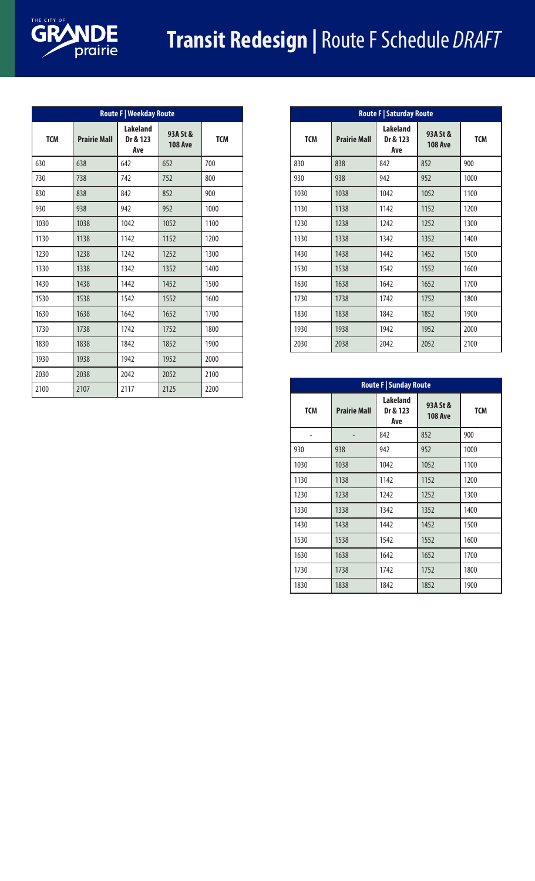# Transit Redesign | Route F Schedule *DRAFT*

| Route F \| Weekday Route | | | | |
|---|---|---|---|---|
| TCM | Prairie Mall | Lakeland Dr & 123 Ave | 93A St & 108 Ave | TCM |
| 630 | 638 | 642 | 652 | 700 |
| 730 | 738 | 742 | 752 | 800 |
| 830 | 838 | 842 | 852 | 900 |
| 930 | 938 | 942 | 952 | 1000 |
| 1030 | 1038 | 1042 | 1052 | 1100 |
| 1130 | 1138 | 1142 | 1152 | 1200 |
| 1230 | 1238 | 1242 | 1252 | 1300 |
| 1330 | 1338 | 1342 | 1352 | 1400 |
| 1430 | 1438 | 1442 | 1452 | 1500 |
| 1530 | 1538 | 1542 | 1552 | 1600 |
| 1630 | 1638 | 1642 | 1652 | 1700 |
| 1730 | 1738 | 1742 | 1752 | 1800 |
| 1830 | 1838 | 1842 | 1852 | 1900 |
| 1930 | 1938 | 1942 | 1952 | 2000 |
| 2030 | 2038 | 2042 | 2052 | 2100 |
| 2100 | 2107 | 2117 | 2125 | 2200 |

| Route F \| Saturday Route | | | | |
|---|---|---|---|---|
| TCM | Prairie Mall | Lakeland Dr & 123 Ave | 93A St & 108 Ave | TCM |
| 830 | 838 | 842 | 852 | 900 |
| 930 | 938 | 942 | 952 | 1000 |
| 1030 | 1038 | 1042 | 1052 | 1100 |
| 1130 | 1138 | 1142 | 1152 | 1200 |
| 1230 | 1238 | 1242 | 1252 | 1300 |
| 1330 | 1338 | 1342 | 1352 | 1400 |
| 1430 | 1438 | 1442 | 1452 | 1500 |
| 1530 | 1538 | 1542 | 1552 | 1600 |
| 1630 | 1638 | 1642 | 1652 | 1700 |
| 1730 | 1738 | 1742 | 1752 | 1800 |
| 1830 | 1838 | 1842 | 1852 | 1900 |
| 1930 | 1938 | 1942 | 1952 | 2000 |
| 2030 | 2038 | 2042 | 2052 | 2100 |

| Route F \| Sunday Route | | | | |
|---|---|---|---|---|
| TCM | Prairie Mall | Lakeland Dr & 123 Ave | 93A St & 108 Ave | TCM |
| - | - | 842 | 852 | 900 |
| 930 | 938 | 942 | 952 | 1000 |
| 1030 | 1038 | 1042 | 1052 | 1100 |
| 1130 | 1138 | 1142 | 1152 | 1200 |
| 1230 | 1238 | 1242 | 1252 | 1300 |
| 1330 | 1338 | 1342 | 1352 | 1400 |
| 1430 | 1438 | 1442 | 1452 | 1500 |
| 1530 | 1538 | 1542 | 1552 | 1600 |
| 1630 | 1638 | 1642 | 1652 | 1700 |
| 1730 | 1738 | 1742 | 1752 | 1800 |
| 1830 | 1838 | 1842 | 1852 | 1900 |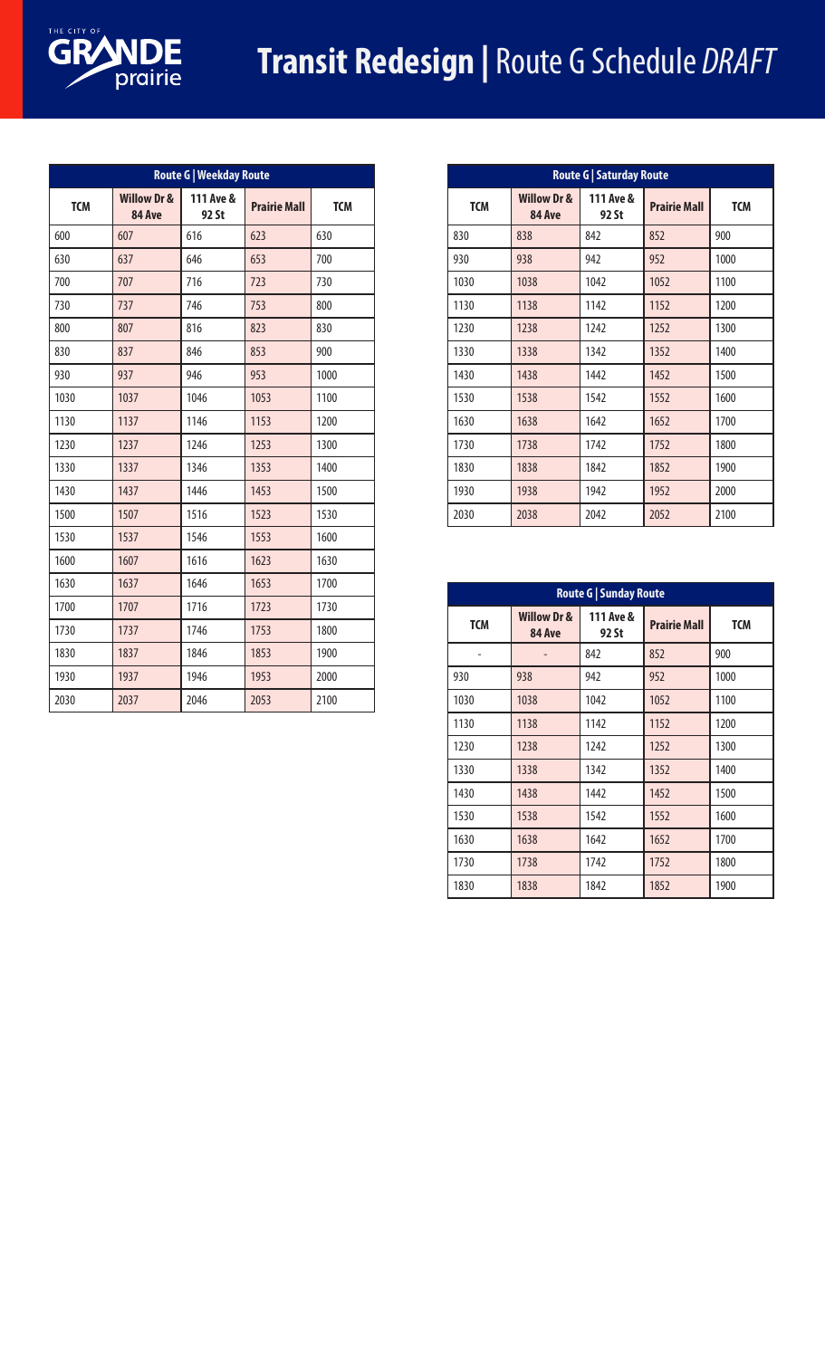# Transit Redesign | Route G Schedule *DRAFT*

| Route G \| Weekday Route | | | | |
|---|---|---|---|---|
| **TCM** | **Willow Dr & 84 Ave** | **111 Ave & 92 St** | **Prairie Mall** | **TCM** |
| 600 | 607 | 616 | 623 | 630 |
| 630 | 637 | 646 | 653 | 700 |
| 700 | 707 | 716 | 723 | 730 |
| 730 | 737 | 746 | 753 | 800 |
| 800 | 807 | 816 | 823 | 830 |
| 830 | 837 | 846 | 853 | 900 |
| 930 | 937 | 946 | 953 | 1000 |
| 1030 | 1037 | 1046 | 1053 | 1100 |
| 1130 | 1137 | 1146 | 1153 | 1200 |
| 1230 | 1237 | 1246 | 1253 | 1300 |
| 1330 | 1337 | 1346 | 1353 | 1400 |
| 1430 | 1437 | 1446 | 1453 | 1500 |
| 1500 | 1507 | 1516 | 1523 | 1530 |
| 1530 | 1537 | 1546 | 1553 | 1600 |
| 1600 | 1607 | 1616 | 1623 | 1630 |
| 1630 | 1637 | 1646 | 1653 | 1700 |
| 1700 | 1707 | 1716 | 1723 | 1730 |
| 1730 | 1737 | 1746 | 1753 | 1800 |
| 1830 | 1837 | 1846 | 1853 | 1900 |
| 1930 | 1937 | 1946 | 1953 | 2000 |
| 2030 | 2037 | 2046 | 2053 | 2100 |

| Route G \| Saturday Route | | | | |
|---|---|---|---|---|
| **TCM** | **Willow Dr & 84 Ave** | **111 Ave & 92 St** | **Prairie Mall** | **TCM** |
| 830 | 838 | 842 | 852 | 900 |
| 930 | 938 | 942 | 952 | 1000 |
| 1030 | 1038 | 1042 | 1052 | 1100 |
| 1130 | 1138 | 1142 | 1152 | 1200 |
| 1230 | 1238 | 1242 | 1252 | 1300 |
| 1330 | 1338 | 1342 | 1352 | 1400 |
| 1430 | 1438 | 1442 | 1452 | 1500 |
| 1530 | 1538 | 1542 | 1552 | 1600 |
| 1630 | 1638 | 1642 | 1652 | 1700 |
| 1730 | 1738 | 1742 | 1752 | 1800 |
| 1830 | 1838 | 1842 | 1852 | 1900 |
| 1930 | 1938 | 1942 | 1952 | 2000 |
| 2030 | 2038 | 2042 | 2052 | 2100 |

| Route G \| Sunday Route | | | | |
|---|---|---|---|---|
| **TCM** | **Willow Dr & 84 Ave** | **111 Ave & 92 St** | **Prairie Mall** | **TCM** |
| - | - | 842 | 852 | 900 |
| 930 | 938 | 942 | 952 | 1000 |
| 1030 | 1038 | 1042 | 1052 | 1100 |
| 1130 | 1138 | 1142 | 1152 | 1200 |
| 1230 | 1238 | 1242 | 1252 | 1300 |
| 1330 | 1338 | 1342 | 1352 | 1400 |
| 1430 | 1438 | 1442 | 1452 | 1500 |
| 1530 | 1538 | 1542 | 1552 | 1600 |
| 1630 | 1638 | 1642 | 1652 | 1700 |
| 1730 | 1738 | 1742 | 1752 | 1800 |
| 1830 | 1838 | 1842 | 1852 | 1900 |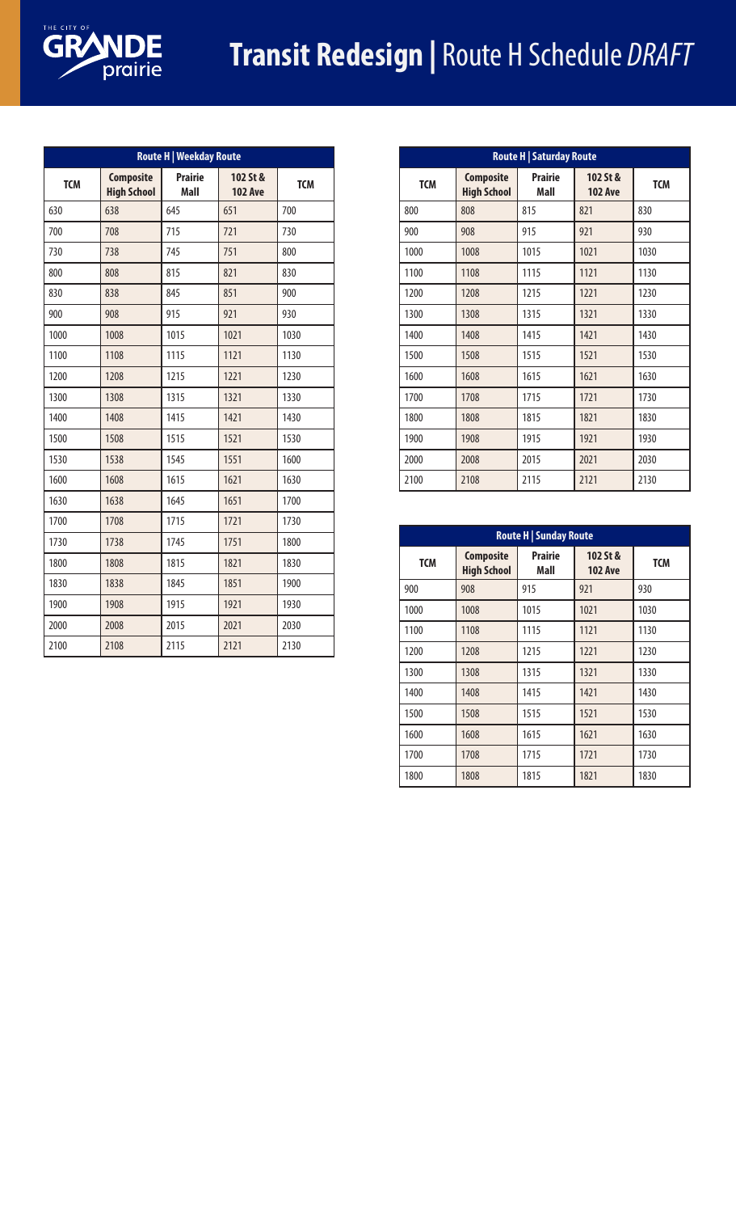# Transit Redesign | Route H Schedule *DRAFT*

| Route H \| Weekday Route | | | | |
|---|---|---|---|---|
| **TCM** | **Composite High School** | **Prairie Mall** | **102 St & 102 Ave** | **TCM** |
| 630 | 638 | 645 | 651 | 700 |
| 700 | 708 | 715 | 721 | 730 |
| 730 | 738 | 745 | 751 | 800 |
| 800 | 808 | 815 | 821 | 830 |
| 830 | 838 | 845 | 851 | 900 |
| 900 | 908 | 915 | 921 | 930 |
| 1000 | 1008 | 1015 | 1021 | 1030 |
| 1100 | 1108 | 1115 | 1121 | 1130 |
| 1200 | 1208 | 1215 | 1221 | 1230 |
| 1300 | 1308 | 1315 | 1321 | 1330 |
| 1400 | 1408 | 1415 | 1421 | 1430 |
| 1500 | 1508 | 1515 | 1521 | 1530 |
| 1530 | 1538 | 1545 | 1551 | 1600 |
| 1600 | 1608 | 1615 | 1621 | 1630 |
| 1630 | 1638 | 1645 | 1651 | 1700 |
| 1700 | 1708 | 1715 | 1721 | 1730 |
| 1730 | 1738 | 1745 | 1751 | 1800 |
| 1800 | 1808 | 1815 | 1821 | 1830 |
| 1830 | 1838 | 1845 | 1851 | 1900 |
| 1900 | 1908 | 1915 | 1921 | 1930 |
| 2000 | 2008 | 2015 | 2021 | 2030 |
| 2100 | 2108 | 2115 | 2121 | 2130 |

| Route H \| Saturday Route | | | | |
|---|---|---|---|---|
| **TCM** | **Composite High School** | **Prairie Mall** | **102 St & 102 Ave** | **TCM** |
| 800 | 808 | 815 | 821 | 830 |
| 900 | 908 | 915 | 921 | 930 |
| 1000 | 1008 | 1015 | 1021 | 1030 |
| 1100 | 1108 | 1115 | 1121 | 1130 |
| 1200 | 1208 | 1215 | 1221 | 1230 |
| 1300 | 1308 | 1315 | 1321 | 1330 |
| 1400 | 1408 | 1415 | 1421 | 1430 |
| 1500 | 1508 | 1515 | 1521 | 1530 |
| 1600 | 1608 | 1615 | 1621 | 1630 |
| 1700 | 1708 | 1715 | 1721 | 1730 |
| 1800 | 1808 | 1815 | 1821 | 1830 |
| 1900 | 1908 | 1915 | 1921 | 1930 |
| 2000 | 2008 | 2015 | 2021 | 2030 |
| 2100 | 2108 | 2115 | 2121 | 2130 |

| Route H \| Sunday Route | | | | |
|---|---|---|---|---|
| **TCM** | **Composite High School** | **Prairie Mall** | **102 St & 102 Ave** | **TCM** |
| 900 | 908 | 915 | 921 | 930 |
| 1000 | 1008 | 1015 | 1021 | 1030 |
| 1100 | 1108 | 1115 | 1121 | 1130 |
| 1200 | 1208 | 1215 | 1221 | 1230 |
| 1300 | 1308 | 1315 | 1321 | 1330 |
| 1400 | 1408 | 1415 | 1421 | 1430 |
| 1500 | 1508 | 1515 | 1521 | 1530 |
| 1600 | 1608 | 1615 | 1621 | 1630 |
| 1700 | 1708 | 1715 | 1721 | 1730 |
| 1800 | 1808 | 1815 | 1821 | 1830 |